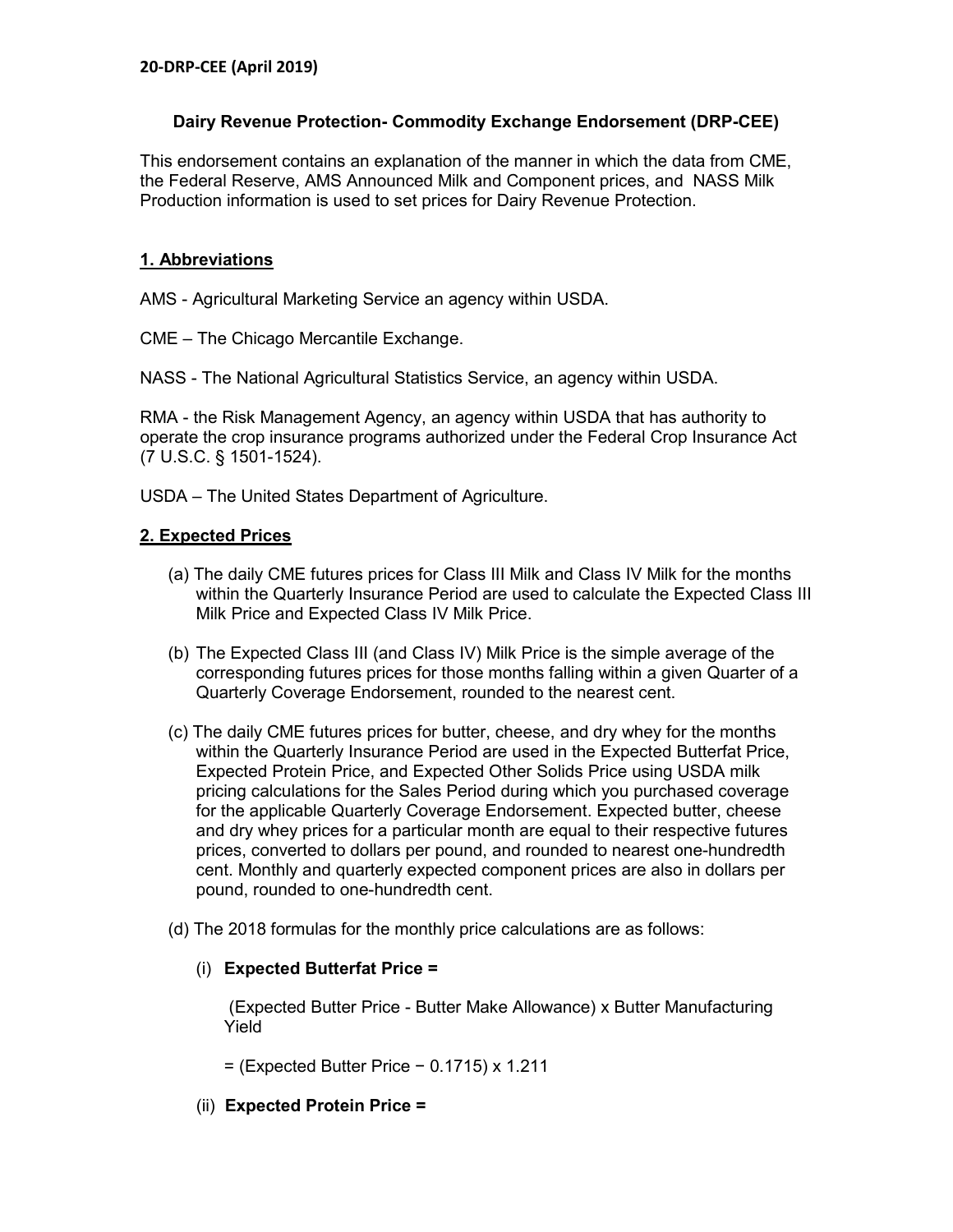20-DRP-CEE (April 2019)

# Dairy Revenue Protection- Commodity Exchange Endorsement (DRP-CEE)

This endorsement contains an explanation of the manner in which the data from CME, the Federal Reserve, AMS Announced Milk and Component prices, and NASS Milk Production information is used to set prices for Dairy Revenue Protection.

## 1. Abbreviations

AMS - Agricultural Marketing Service an agency within USDA.

CME – The Chicago Mercantile Exchange.

NASS - The National Agricultural Statistics Service, an agency within USDA.

RMA - the Risk Management Agency, an agency within USDA that has authority to operate the crop insurance programs authorized under the Federal Crop Insurance Act (7 U.S.C. § 1501-1524).

USDA – The United States Department of Agriculture.

## 2. Expected Prices

(a) The daily CME futures prices for Class III Milk and Class IV Milk for the months within the Quarterly Insurance Period are used to calculate the Expected Class III Milk Price and Expected Class IV Milk Price.

(b) The Expected Class III (and Class IV) Milk Price is the simple average of the corresponding futures prices for those months falling within a given Quarter of a Quarterly Coverage Endorsement, rounded to the nearest cent.

(c) The daily CME futures prices for butter, cheese, and dry whey for the months within the Quarterly Insurance Period are used in the Expected Butterfat Price, Expected Protein Price, and Expected Other Solids Price using USDA milk pricing calculations for the Sales Period during which you purchased coverage for the applicable Quarterly Coverage Endorsement. Expected butter, cheese and dry whey prices for a particular month are equal to their respective futures prices, converted to dollars per pound, and rounded to nearest one-hundredth cent. Monthly and quarterly expected component prices are also in dollars per pound, rounded to one-hundredth cent.

(d) The 2018 formulas for the monthly price calculations are as follows:

(i) **Expected Butterfat Price =**

(Expected Butter Price - Butter Make Allowance) x Butter Manufacturing Yield

= (Expected Butter Price − 0.1715) x 1.211

(ii) **Expected Protein Price =**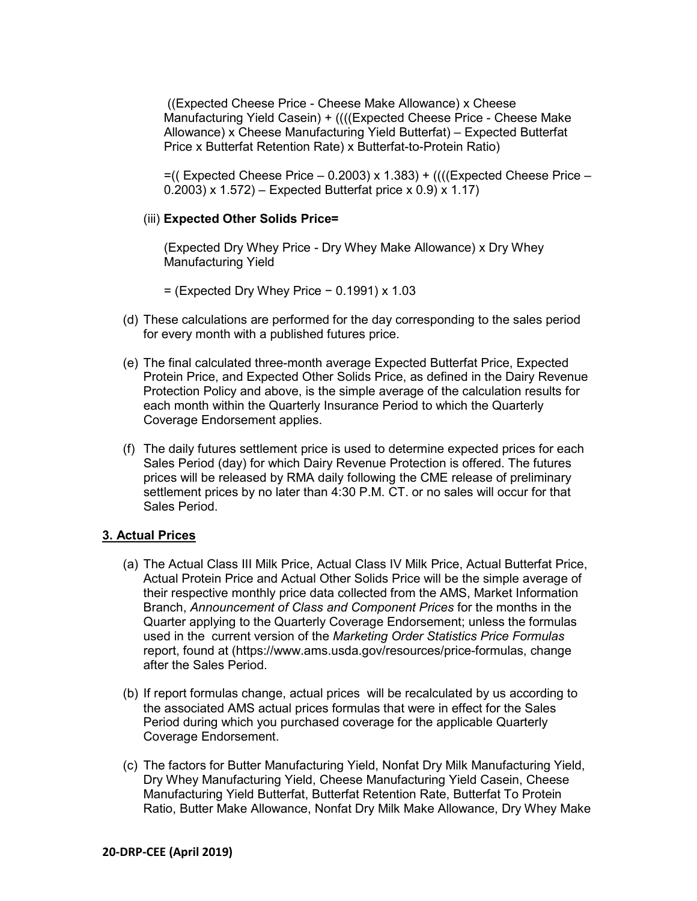((Expected Cheese Price - Cheese Make Allowance) x Cheese Manufacturing Yield Casein) + ((((Expected Cheese Price - Cheese Make Allowance) x Cheese Manufacturing Yield Butterfat) – Expected Butterfat Price x Butterfat Retention Rate) x Butterfat-to-Protein Ratio)

=(( Expected Cheese Price – 0.2003) x 1.383) + ((((Expected Cheese Price – 0.2003) x 1.572) – Expected Butterfat price x 0.9) x 1.17)

(iii) **Expected Other Solids Price=**

(Expected Dry Whey Price - Dry Whey Make Allowance) x Dry Whey Manufacturing Yield

= (Expected Dry Whey Price − 0.1991) x 1.03

(d) These calculations are performed for the day corresponding to the sales period for every month with a published futures price.

(e) The final calculated three-month average Expected Butterfat Price, Expected Protein Price, and Expected Other Solids Price, as defined in the Dairy Revenue Protection Policy and above, is the simple average of the calculation results for each month within the Quarterly Insurance Period to which the Quarterly Coverage Endorsement applies.

(f) The daily futures settlement price is used to determine expected prices for each Sales Period (day) for which Dairy Revenue Protection is offered. The futures prices will be released by RMA daily following the CME release of preliminary settlement prices by no later than 4:30 P.M. CT. or no sales will occur for that Sales Period.

## 3. Actual Prices

(a) The Actual Class III Milk Price, Actual Class IV Milk Price, Actual Butterfat Price, Actual Protein Price and Actual Other Solids Price will be the simple average of their respective monthly price data collected from the AMS, Market Information Branch, *Announcement of Class and Component Prices* for the months in the Quarter applying to the Quarterly Coverage Endorsement; unless the formulas used in the current version of the *Marketing Order Statistics Price Formulas* report, found at (https://www.ams.usda.gov/resources/price-formulas, change after the Sales Period.

(b) If report formulas change, actual prices will be recalculated by us according to the associated AMS actual prices formulas that were in effect for the Sales Period during which you purchased coverage for the applicable Quarterly Coverage Endorsement.

(c) The factors for Butter Manufacturing Yield, Nonfat Dry Milk Manufacturing Yield, Dry Whey Manufacturing Yield, Cheese Manufacturing Yield Casein, Cheese Manufacturing Yield Butterfat, Butterfat Retention Rate, Butterfat To Protein Ratio, Butter Make Allowance, Nonfat Dry Milk Make Allowance, Dry Whey Make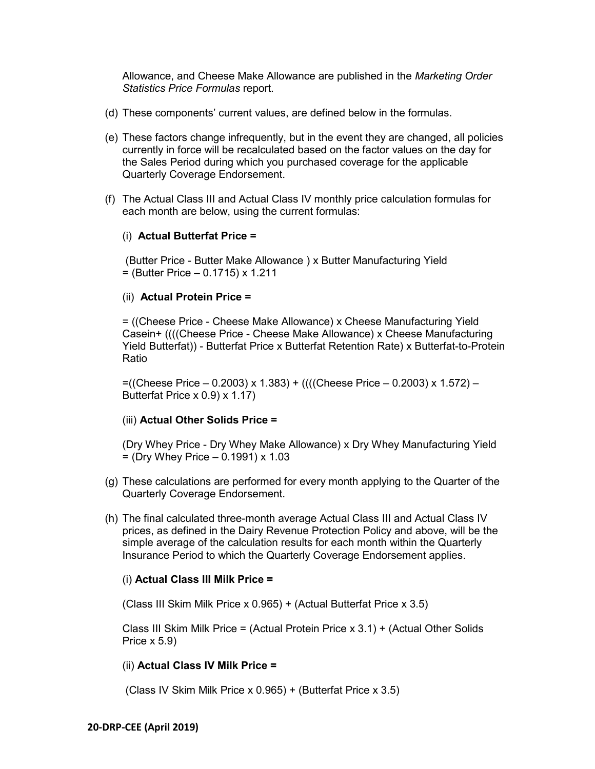Allowance, and Cheese Make Allowance are published in the *Marketing Order Statistics Price Formulas* report.

(d) These components' current values, are defined below in the formulas.

(e) These factors change infrequently, but in the event they are changed, all policies currently in force will be recalculated based on the factor values on the day for the Sales Period during which you purchased coverage for the applicable Quarterly Coverage Endorsement.

(f) The Actual Class III and Actual Class IV monthly price calculation formulas for each month are below, using the current formulas:

(i) **Actual Butterfat Price =**

(Butter Price - Butter Make Allowance ) x Butter Manufacturing Yield
= (Butter Price – 0.1715) x 1.211

(ii) **Actual Protein Price =**

= ((Cheese Price - Cheese Make Allowance) x Cheese Manufacturing Yield Casein+ ((((Cheese Price - Cheese Make Allowance) x Cheese Manufacturing Yield Butterfat)) - Butterfat Price x Butterfat Retention Rate) x Butterfat-to-Protein Ratio

=((Cheese Price – 0.2003) x 1.383) + ((((Cheese Price – 0.2003) x 1.572) – Butterfat Price x 0.9) x 1.17)

(iii) **Actual Other Solids Price =**

(Dry Whey Price - Dry Whey Make Allowance) x Dry Whey Manufacturing Yield
= (Dry Whey Price – 0.1991) x 1.03

(g) These calculations are performed for every month applying to the Quarter of the Quarterly Coverage Endorsement.

(h) The final calculated three-month average Actual Class III and Actual Class IV prices, as defined in the Dairy Revenue Protection Policy and above, will be the simple average of the calculation results for each month within the Quarterly Insurance Period to which the Quarterly Coverage Endorsement applies.

(i) **Actual Class III Milk Price =**

(Class III Skim Milk Price x 0.965) + (Actual Butterfat Price x 3.5)

Class III Skim Milk Price = (Actual Protein Price x 3.1) + (Actual Other Solids Price x 5.9)

(ii) **Actual Class IV Milk Price =**

(Class IV Skim Milk Price x 0.965) + (Butterfat Price x 3.5)

**20-DRP-CEE (April 2019)**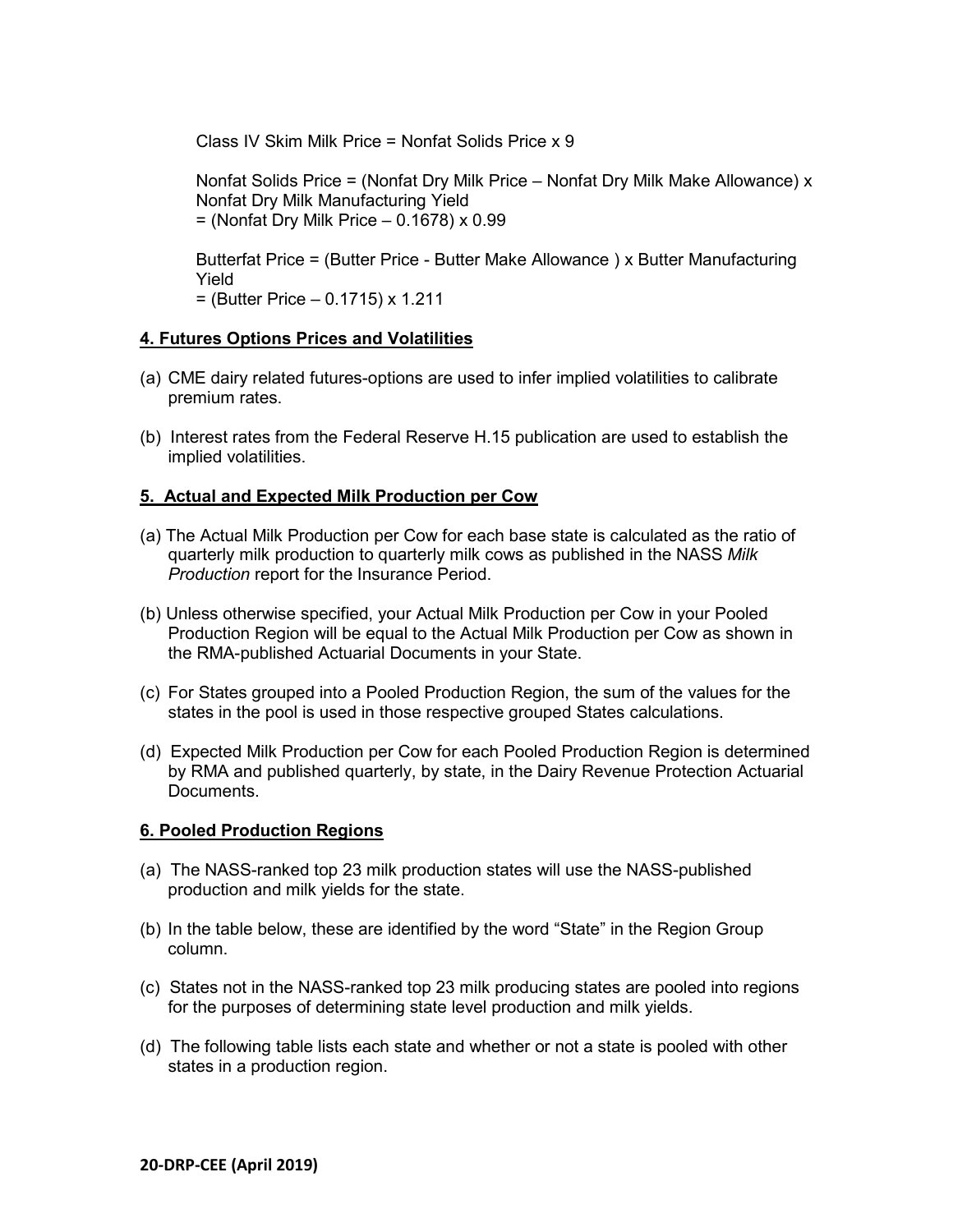Class IV Skim Milk Price = Nonfat Solids Price x 9

Nonfat Solids Price = (Nonfat Dry Milk Price – Nonfat Dry Milk Make Allowance) x Nonfat Dry Milk Manufacturing Yield
= (Nonfat Dry Milk Price – 0.1678) x 0.99

Butterfat Price = (Butter Price - Butter Make Allowance ) x Butter Manufacturing Yield
= (Butter Price – 0.1715) x 1.211

**4. Futures Options Prices and Volatilities**

(a) CME dairy related futures-options are used to infer implied volatilities to calibrate premium rates.

(b) Interest rates from the Federal Reserve H.15 publication are used to establish the implied volatilities.

**5. Actual and Expected Milk Production per Cow**

(a) The Actual Milk Production per Cow for each base state is calculated as the ratio of quarterly milk production to quarterly milk cows as published in the NASS *Milk Production* report for the Insurance Period.

(b) Unless otherwise specified, your Actual Milk Production per Cow in your Pooled Production Region will be equal to the Actual Milk Production per Cow as shown in the RMA-published Actuarial Documents in your State.

(c) For States grouped into a Pooled Production Region, the sum of the values for the states in the pool is used in those respective grouped States calculations.

(d) Expected Milk Production per Cow for each Pooled Production Region is determined by RMA and published quarterly, by state, in the Dairy Revenue Protection Actuarial Documents.

**6. Pooled Production Regions**

(a) The NASS-ranked top 23 milk production states will use the NASS-published production and milk yields for the state.

(b) In the table below, these are identified by the word "State" in the Region Group column.

(c) States not in the NASS-ranked top 23 milk producing states are pooled into regions for the purposes of determining state level production and milk yields.

(d) The following table lists each state and whether or not a state is pooled with other states in a production region.

**20-DRP-CEE (April 2019)**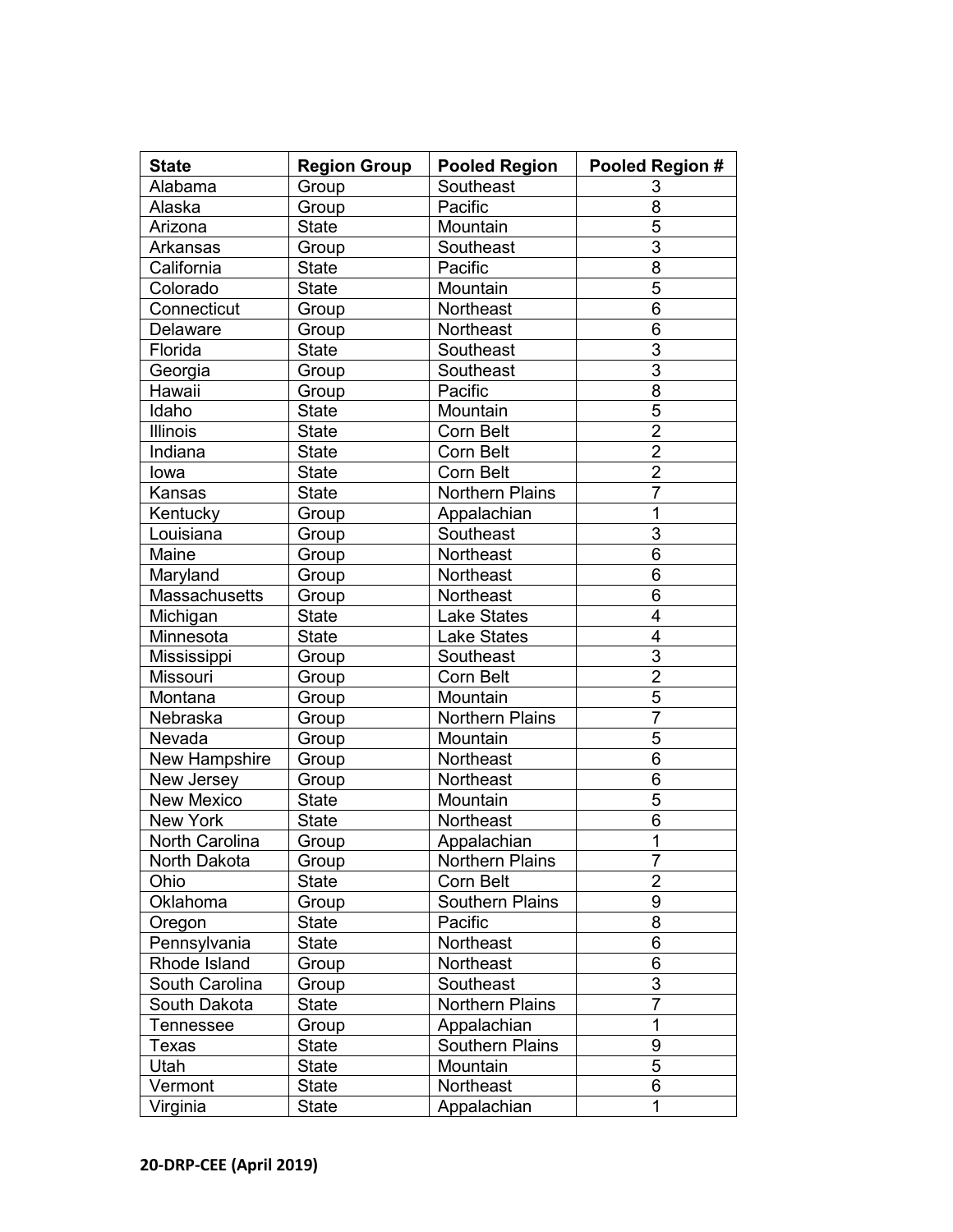| State | Region Group | Pooled Region | Pooled Region # |
|---|---|---|---|
| Alabama | Group | Southeast | 3 |
| Alaska | Group | Pacific | 8 |
| Arizona | State | Mountain | 5 |
| Arkansas | Group | Southeast | 3 |
| California | State | Pacific | 8 |
| Colorado | State | Mountain | 5 |
| Connecticut | Group | Northeast | 6 |
| Delaware | Group | Northeast | 6 |
| Florida | State | Southeast | 3 |
| Georgia | Group | Southeast | 3 |
| Hawaii | Group | Pacific | 8 |
| Idaho | State | Mountain | 5 |
| Illinois | State | Corn Belt | 2 |
| Indiana | State | Corn Belt | 2 |
| Iowa | State | Corn Belt | 2 |
| Kansas | State | Northern Plains | 7 |
| Kentucky | Group | Appalachian | 1 |
| Louisiana | Group | Southeast | 3 |
| Maine | Group | Northeast | 6 |
| Maryland | Group | Northeast | 6 |
| Massachusetts | Group | Northeast | 6 |
| Michigan | State | Lake States | 4 |
| Minnesota | State | Lake States | 4 |
| Mississippi | Group | Southeast | 3 |
| Missouri | Group | Corn Belt | 2 |
| Montana | Group | Mountain | 5 |
| Nebraska | Group | Northern Plains | 7 |
| Nevada | Group | Mountain | 5 |
| New Hampshire | Group | Northeast | 6 |
| New Jersey | Group | Northeast | 6 |
| New Mexico | State | Mountain | 5 |
| New York | State | Northeast | 6 |
| North Carolina | Group | Appalachian | 1 |
| North Dakota | Group | Northern Plains | 7 |
| Ohio | State | Corn Belt | 2 |
| Oklahoma | Group | Southern Plains | 9 |
| Oregon | State | Pacific | 8 |
| Pennsylvania | State | Northeast | 6 |
| Rhode Island | Group | Northeast | 6 |
| South Carolina | Group | Southeast | 3 |
| South Dakota | State | Northern Plains | 7 |
| Tennessee | Group | Appalachian | 1 |
| Texas | State | Southern Plains | 9 |
| Utah | State | Mountain | 5 |
| Vermont | State | Northeast | 6 |
| Virginia | State | Appalachian | 1 |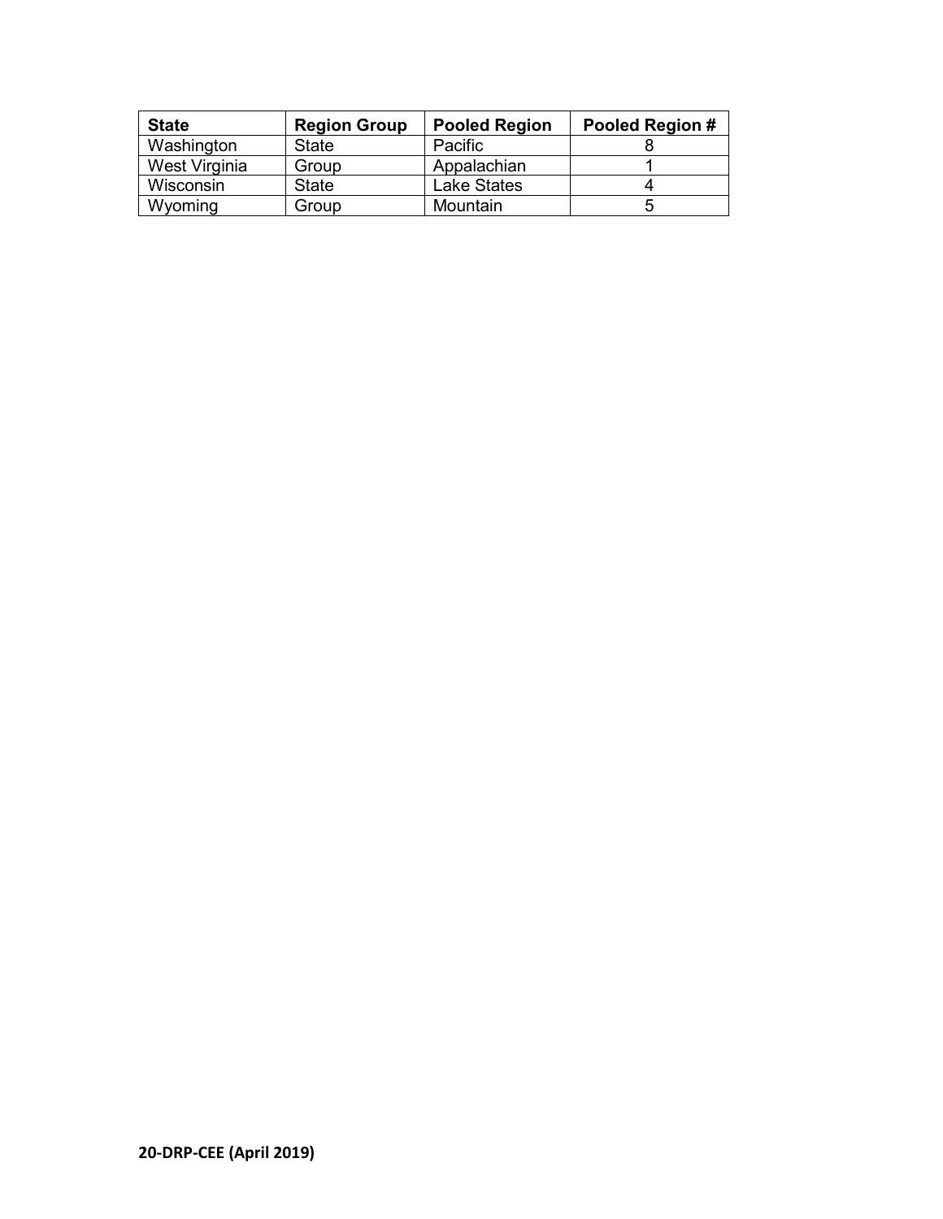| State | Region Group | Pooled Region | Pooled Region # |
|---|---|---|---|
| Washington | State | Pacific | 8 |
| West Virginia | Group | Appalachian | 1 |
| Wisconsin | State | Lake States | 4 |
| Wyoming | Group | Mountain | 5 |